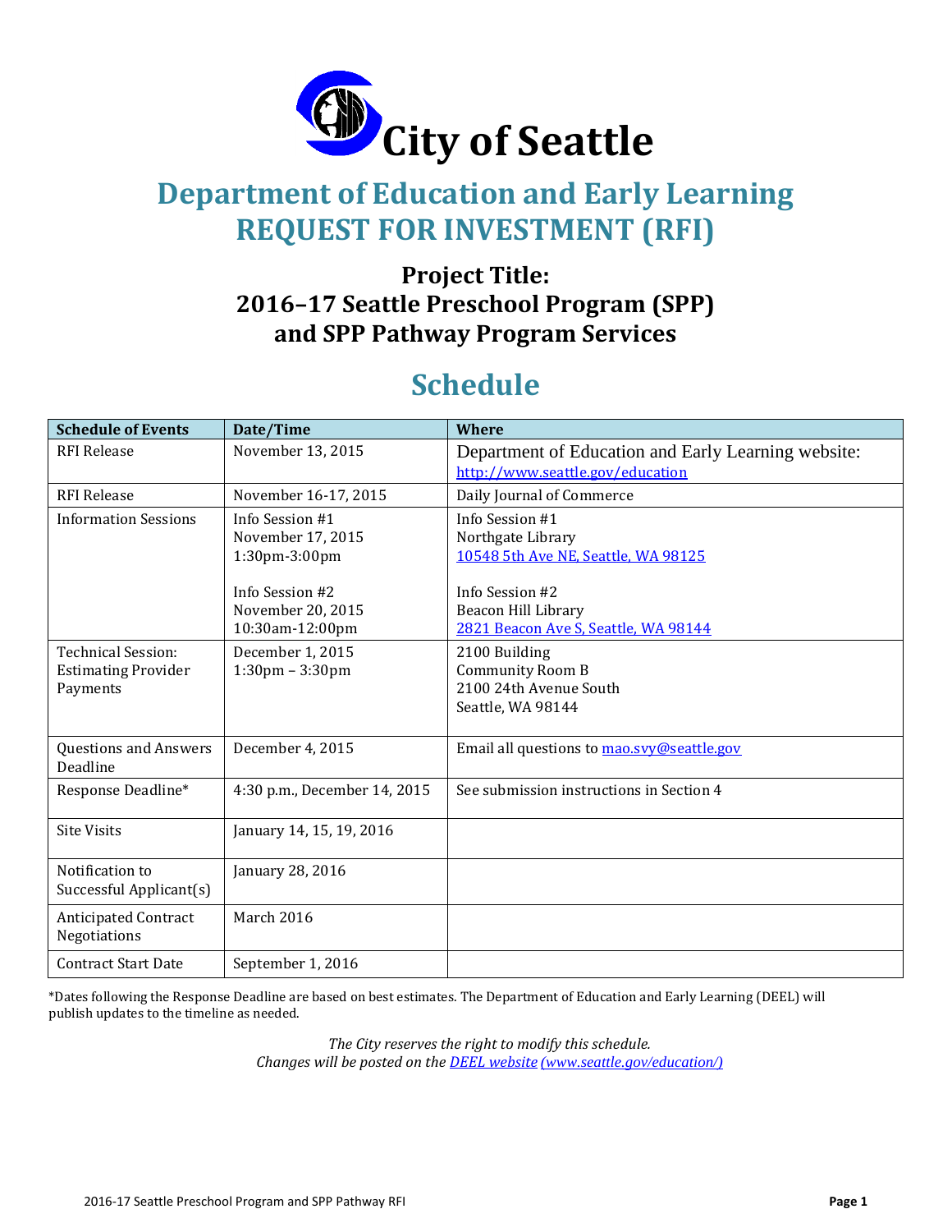# City of Seattle

## Department of Education and Early Learning
## REQUEST FOR INVESTMENT (RFI)

### Project Title:
### 2016–17 Seattle Preschool Program (SPP) and SPP Pathway Program Services

## Schedule

| Schedule of Events | Date/Time | Where |
|---|---|---|
| RFI Release | November 13, 2015 | Department of Education and Early Learning website: http://www.seattle.gov/education |
| RFI Release | November 16-17, 2015 | Daily Journal of Commerce |
| Information Sessions | Info Session #1<br>November 17, 2015<br>1:30pm-3:00pm<br><br>Info Session #2<br>November 20, 2015<br>10:30am-12:00pm | Info Session #1<br>Northgate Library<br>10548 5th Ave NE, Seattle, WA 98125<br><br>Info Session #2<br>Beacon Hill Library<br>2821 Beacon Ave S, Seattle, WA 98144 |
| Technical Session: Estimating Provider Payments | December 1, 2015<br>1:30pm – 3:30pm | 2100 Building<br>Community Room B<br>2100 24th Avenue South<br>Seattle, WA 98144 |
| Questions and Answers Deadline | December 4, 2015 | Email all questions to mao.svy@seattle.gov |
| Response Deadline* | 4:30 p.m., December 14, 2015 | See submission instructions in Section 4 |
| Site Visits | January 14, 15, 19, 2016 | |
| Notification to Successful Applicant(s) | January 28, 2016 | |
| Anticipated Contract Negotiations | March 2016 | |
| Contract Start Date | September 1, 2016 | |

*Dates following the Response Deadline are based on best estimates. The Department of Education and Early Learning (DEEL) will publish updates to the timeline as needed.

*The City reserves the right to modify this schedule.*
*Changes will be posted on the DEEL website (www.seattle.gov/education/)*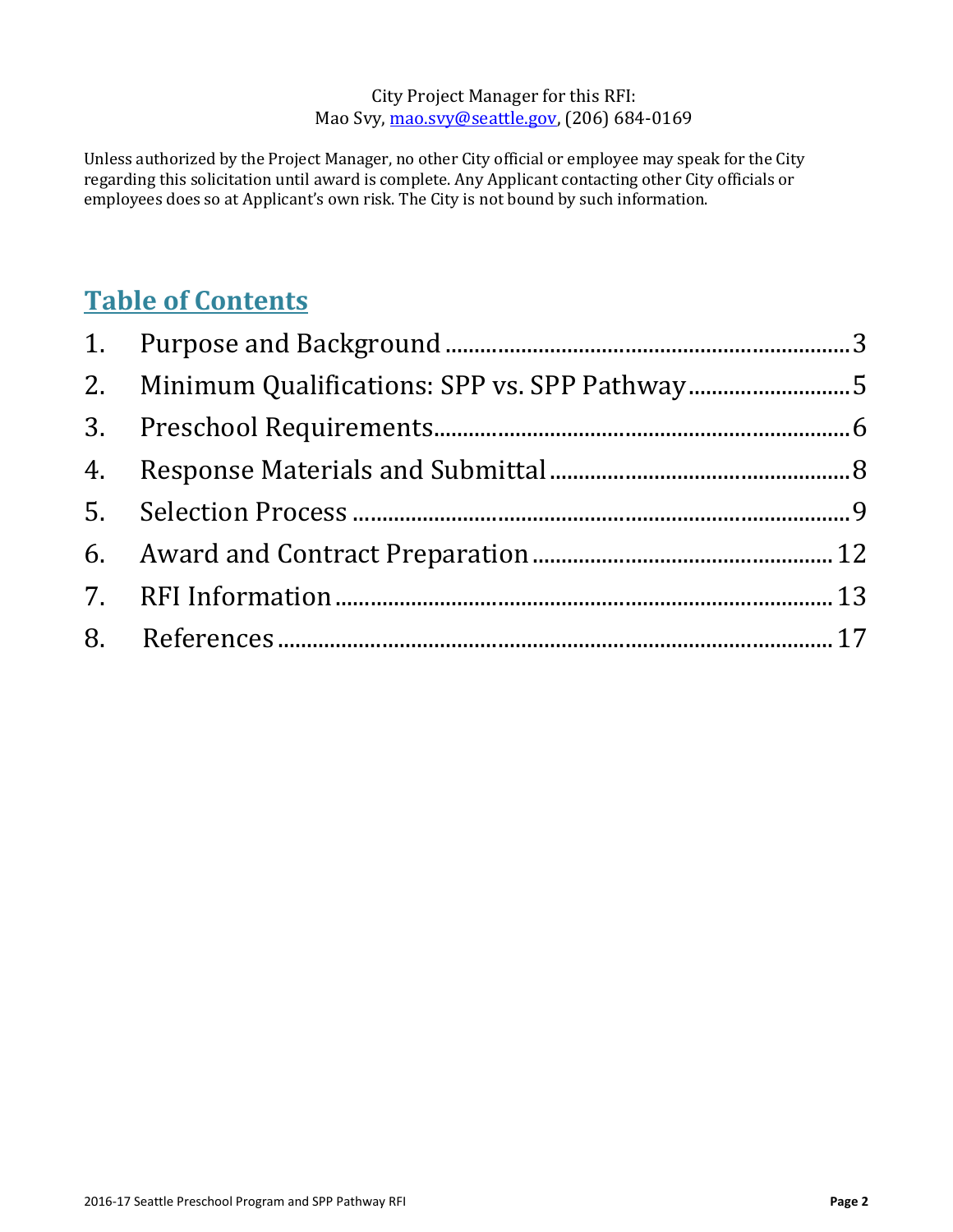City Project Manager for this RFI:
Mao Svy, mao.svy@seattle.gov, (206) 684-0169

Unless authorized by the Project Manager, no other City official or employee may speak for the City regarding this solicitation until award is complete. Any Applicant contacting other City officials or employees does so at Applicant's own risk. The City is not bound by such information.

## Table of Contents

1. Purpose and Background ........ 3
2. Minimum Qualifications: SPP vs. SPP Pathway ........ 5
3. Preschool Requirements ........ 6
4. Response Materials and Submittal ........ 8
5. Selection Process ........ 9
6. Award and Contract Preparation ........ 12
7. RFI Information ........ 13
8. References ........ 17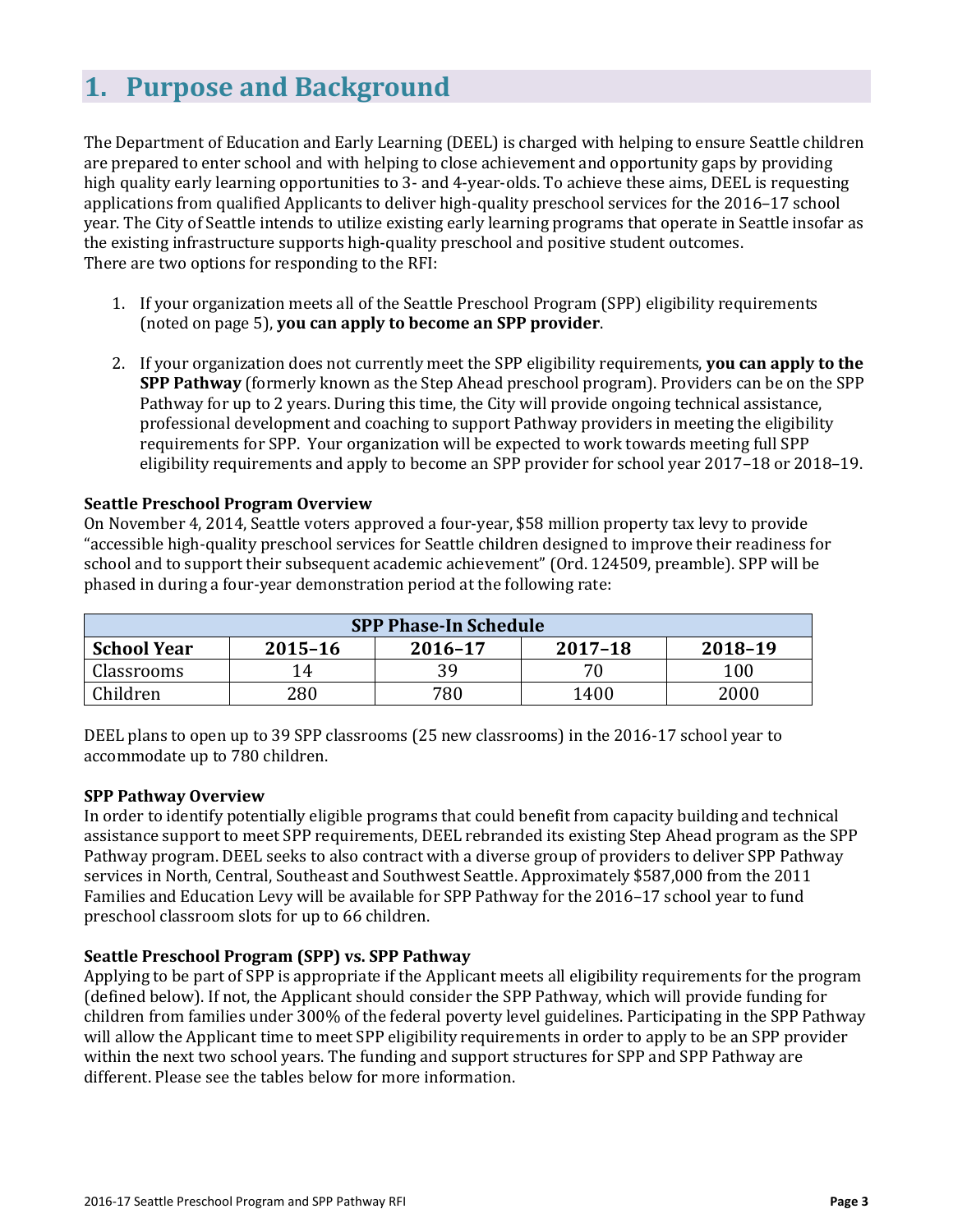# 1. Purpose and Background

The Department of Education and Early Learning (DEEL) is charged with helping to ensure Seattle children are prepared to enter school and with helping to close achievement and opportunity gaps by providing high quality early learning opportunities to 3- and 4-year-olds. To achieve these aims, DEEL is requesting applications from qualified Applicants to deliver high-quality preschool services for the 2016–17 school year. The City of Seattle intends to utilize existing early learning programs that operate in Seattle insofar as the existing infrastructure supports high-quality preschool and positive student outcomes.
There are two options for responding to the RFI:

1. If your organization meets all of the Seattle Preschool Program (SPP) eligibility requirements (noted on page 5), **you can apply to become an SPP provider**.

2. If your organization does not currently meet the SPP eligibility requirements, **you can apply to the SPP Pathway** (formerly known as the Step Ahead preschool program). Providers can be on the SPP Pathway for up to 2 years. During this time, the City will provide ongoing technical assistance, professional development and coaching to support Pathway providers in meeting the eligibility requirements for SPP. Your organization will be expected to work towards meeting full SPP eligibility requirements and apply to become an SPP provider for school year 2017–18 or 2018–19.

**Seattle Preschool Program Overview**
On November 4, 2014, Seattle voters approved a four-year, $58 million property tax levy to provide "accessible high-quality preschool services for Seattle children designed to improve their readiness for school and to support their subsequent academic achievement" (Ord. 124509, preamble). SPP will be phased in during a four-year demonstration period at the following rate:

| SPP Phase-In Schedule | | | | |
|---|---|---|---|---|
| **School Year** | **2015–16** | **2016–17** | **2017–18** | **2018–19** |
| Classrooms | 14 | 39 | 70 | 100 |
| Children | 280 | 780 | 1400 | 2000 |

DEEL plans to open up to 39 SPP classrooms (25 new classrooms) in the 2016-17 school year to accommodate up to 780 children.

**SPP Pathway Overview**
In order to identify potentially eligible programs that could benefit from capacity building and technical assistance support to meet SPP requirements, DEEL rebranded its existing Step Ahead program as the SPP Pathway program. DEEL seeks to also contract with a diverse group of providers to deliver SPP Pathway services in North, Central, Southeast and Southwest Seattle. Approximately $587,000 from the 2011 Families and Education Levy will be available for SPP Pathway for the 2016–17 school year to fund preschool classroom slots for up to 66 children.

**Seattle Preschool Program (SPP) vs. SPP Pathway**
Applying to be part of SPP is appropriate if the Applicant meets all eligibility requirements for the program (defined below). If not, the Applicant should consider the SPP Pathway, which will provide funding for children from families under 300% of the federal poverty level guidelines. Participating in the SPP Pathway will allow the Applicant time to meet SPP eligibility requirements in order to apply to be an SPP provider within the next two school years. The funding and support structures for SPP and SPP Pathway are different. Please see the tables below for more information.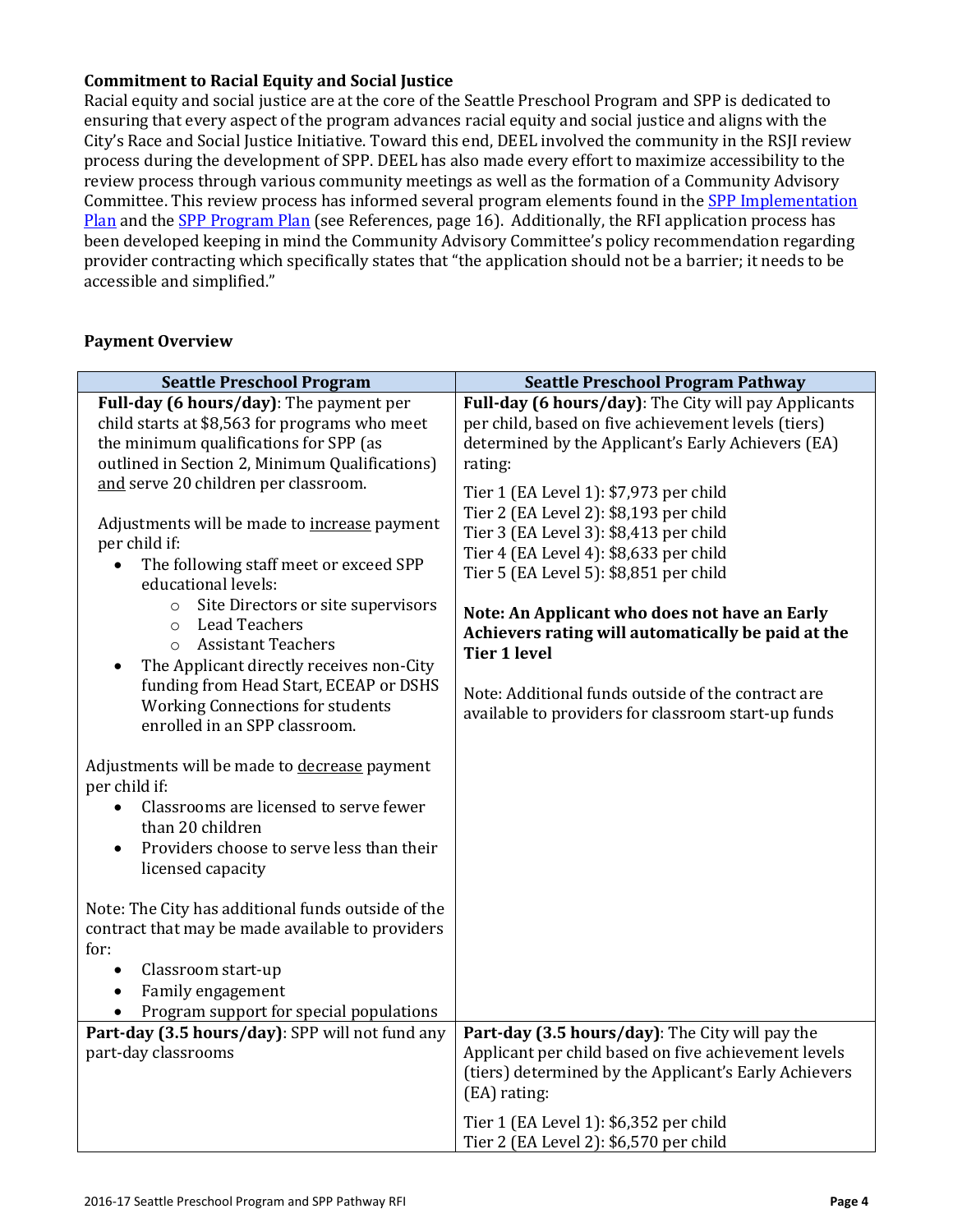**Commitment to Racial Equity and Social Justice**

Racial equity and social justice are at the core of the Seattle Preschool Program and SPP is dedicated to ensuring that every aspect of the program advances racial equity and social justice and aligns with the City's Race and Social Justice Initiative. Toward this end, DEEL involved the community in the RSJI review process during the development of SPP. DEEL has also made every effort to maximize accessibility to the review process through various community meetings as well as the formation of a Community Advisory Committee. This review process has informed several program elements found in the SPP Implementation Plan and the SPP Program Plan (see References, page 16). Additionally, the RFI application process has been developed keeping in mind the Community Advisory Committee's policy recommendation regarding provider contracting which specifically states that "the application should not be a barrier; it needs to be accessible and simplified."

**Payment Overview**

| Seattle Preschool Program | Seattle Preschool Program Pathway |
|---|---|
| **Full-day (6 hours/day)**: The payment per child starts at $8,563 for programs who meet the minimum qualifications for SPP (as outlined in Section 2, Minimum Qualifications) <u>and</u> serve 20 children per classroom.<br><br>Adjustments will be made to <u>increase</u> payment per child if:<br>• The following staff meet or exceed SPP educational levels:<br>  ○ Site Directors or site supervisors<br>  ○ Lead Teachers<br>  ○ Assistant Teachers<br>• The Applicant directly receives non-City funding from Head Start, ECEAP or DSHS Working Connections for students enrolled in an SPP classroom.<br><br>Adjustments will be made to <u>decrease</u> payment per child if:<br>• Classrooms are licensed to serve fewer than 20 children<br>• Providers choose to serve less than their licensed capacity<br><br>Note: The City has additional funds outside of the contract that may be made available to providers for:<br>• Classroom start-up<br>• Family engagement<br>• Program support for special populations | **Full-day (6 hours/day)**: The City will pay Applicants per child, based on five achievement levels (tiers) determined by the Applicant's Early Achievers (EA) rating:<br><br>Tier 1 (EA Level 1): $7,973 per child<br>Tier 2 (EA Level 2): $8,193 per child<br>Tier 3 (EA Level 3): $8,413 per child<br>Tier 4 (EA Level 4): $8,633 per child<br>Tier 5 (EA Level 5): $8,851 per child<br><br>**Note: An Applicant who does not have an Early Achievers rating will automatically be paid at the Tier 1 level**<br><br>Note: Additional funds outside of the contract are available to providers for classroom start-up funds |
| **Part-day (3.5 hours/day)**: SPP will not fund any part-day classrooms | **Part-day (3.5 hours/day)**: The City will pay the Applicant per child based on five achievement levels (tiers) determined by the Applicant's Early Achievers (EA) rating:<br><br>Tier 1 (EA Level 1): $6,352 per child<br>Tier 2 (EA Level 2): $6,570 per child |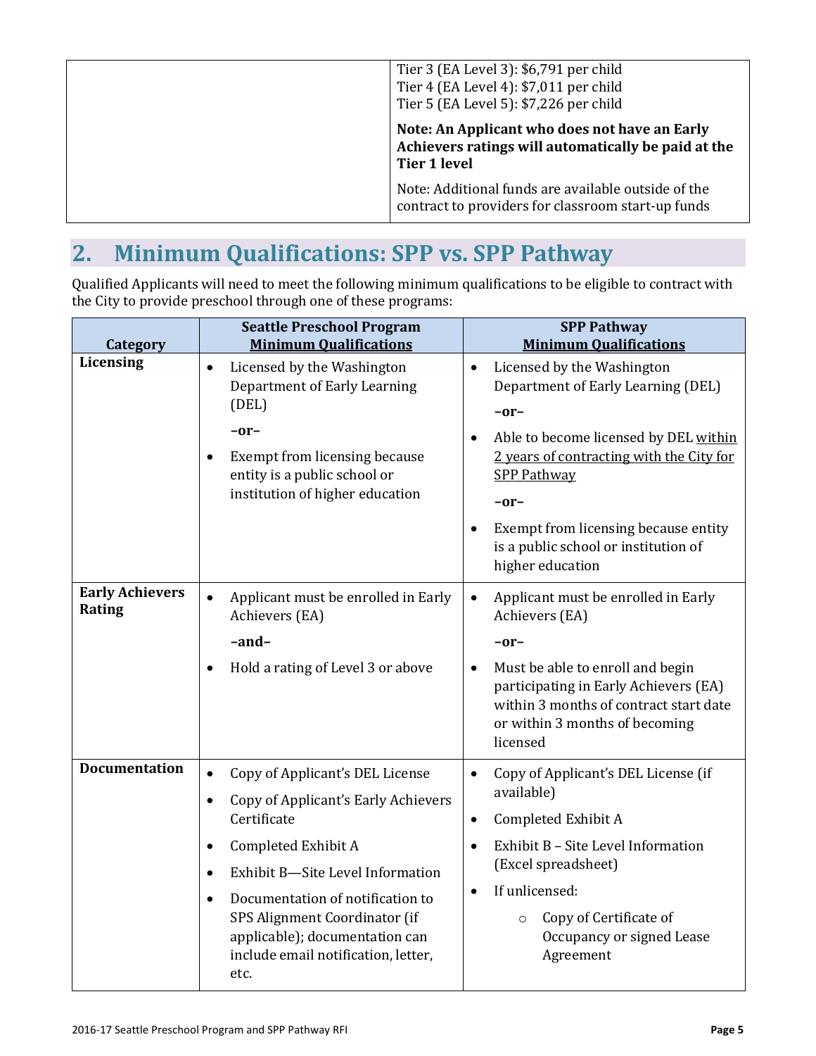| | |
|---|---|
| | Tier 3 (EA Level 3): $6,791 per child<br>Tier 4 (EA Level 4): $7,011 per child<br>Tier 5 (EA Level 5): $7,226 per child<br><br>**Note: An Applicant who does not have an Early Achievers ratings will automatically be paid at the Tier 1 level**<br><br>Note: Additional funds are available outside of the contract to providers for classroom start-up funds |

## 2. Minimum Qualifications: SPP vs. SPP Pathway

Qualified Applicants will need to meet the following minimum qualifications to be eligible to contract with the City to provide preschool through one of these programs:

| Category | Seattle Preschool Program Minimum Qualifications | SPP Pathway Minimum Qualifications |
|---|---|---|
| **Licensing** | • Licensed by the Washington Department of Early Learning (DEL)<br>–or–<br>• Exempt from licensing because entity is a public school or institution of higher education | • Licensed by the Washington Department of Early Learning (DEL)<br>–or–<br>• Able to become licensed by DEL within 2 years of contracting with the City for SPP Pathway<br>–or–<br>• Exempt from licensing because entity is a public school or institution of higher education |
| **Early Achievers Rating** | • Applicant must be enrolled in Early Achievers (EA)<br>–and–<br>• Hold a rating of Level 3 or above | • Applicant must be enrolled in Early Achievers (EA)<br>–or–<br>• Must be able to enroll and begin participating in Early Achievers (EA) within 3 months of contract start date or within 3 months of becoming licensed |
| **Documentation** | • Copy of Applicant's DEL License<br>• Copy of Applicant's Early Achievers Certificate<br>• Completed Exhibit A<br>• Exhibit B—Site Level Information<br>• Documentation of notification to SPS Alignment Coordinator (if applicable); documentation can include email notification, letter, etc. | • Copy of Applicant's DEL License (if available)<br>• Completed Exhibit A<br>• Exhibit B – Site Level Information (Excel spreadsheet)<br>• If unlicensed:<br>  ○ Copy of Certificate of Occupancy or signed Lease Agreement |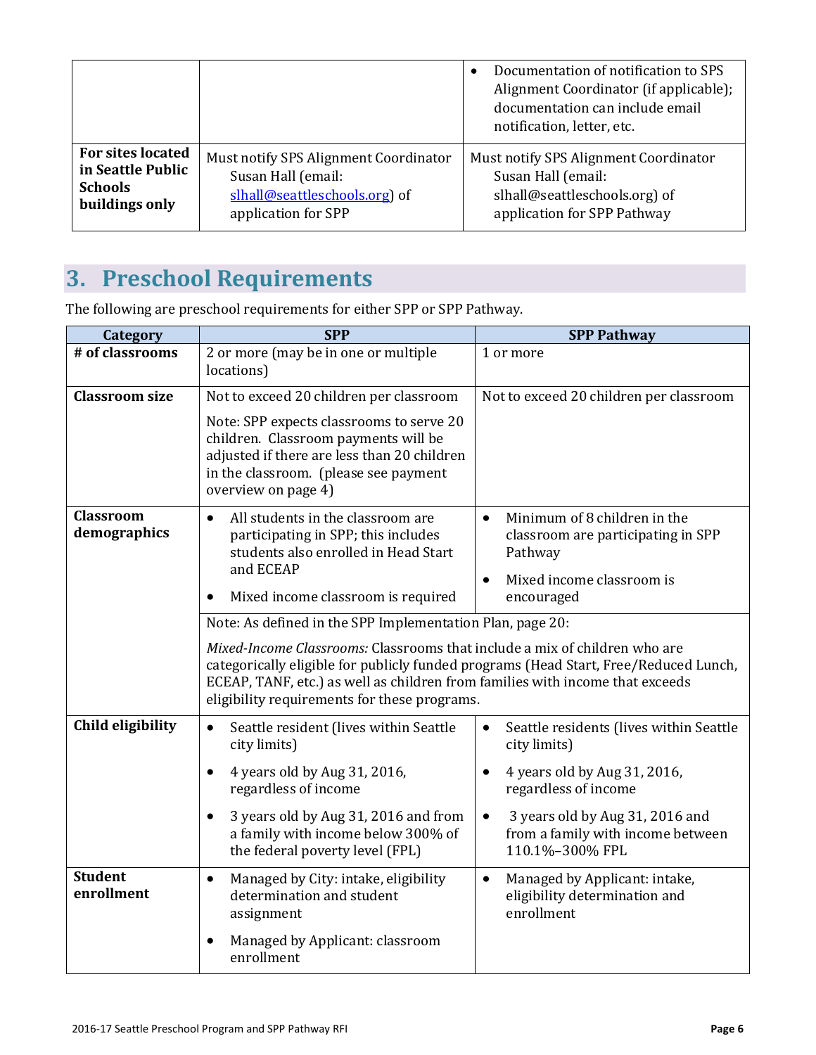| | | |
|---|---|---|
| | | • Documentation of notification to SPS Alignment Coordinator (if applicable); documentation can include email notification, letter, etc. |
| **For sites located in Seattle Public Schools buildings only** | Must notify SPS Alignment Coordinator Susan Hall (email: slhall@seattleschools.org) of application for SPP | Must notify SPS Alignment Coordinator Susan Hall (email: slhall@seattleschools.org) of application for SPP Pathway |

## 3. Preschool Requirements

The following are preschool requirements for either SPP or SPP Pathway.

| Category | SPP | SPP Pathway |
|---|---|---|
| **# of classrooms** | 2 or more (may be in one or multiple locations) | 1 or more |
| **Classroom size** | Not to exceed 20 children per classroom<br><br>Note: SPP expects classrooms to serve 20 children. Classroom payments will be adjusted if there are less than 20 children in the classroom. (please see payment overview on page 4) | Not to exceed 20 children per classroom |
| **Classroom demographics** | • All students in the classroom are participating in SPP; this includes students also enrolled in Head Start and ECEAP<br>• Mixed income classroom is required | • Minimum of 8 children in the classroom are participating in SPP Pathway<br>• Mixed income classroom is encouraged |
| | Note: As defined in the SPP Implementation Plan, page 20:<br><br>*Mixed-Income Classrooms:* Classrooms that include a mix of children who are categorically eligible for publicly funded programs (Head Start, Free/Reduced Lunch, ECEAP, TANF, etc.) as well as children from families with income that exceeds eligibility requirements for these programs. | |
| **Child eligibility** | • Seattle resident (lives within Seattle city limits)<br>• 4 years old by Aug 31, 2016, regardless of income<br>• 3 years old by Aug 31, 2016 and from a family with income below 300% of the federal poverty level (FPL) | • Seattle residents (lives within Seattle city limits)<br>• 4 years old by Aug 31, 2016, regardless of income<br>• 3 years old by Aug 31, 2016 and from a family with income between 110.1%–300% FPL |
| **Student enrollment** | • Managed by City: intake, eligibility determination and student assignment<br>• Managed by Applicant: classroom enrollment | • Managed by Applicant: intake, eligibility determination and enrollment |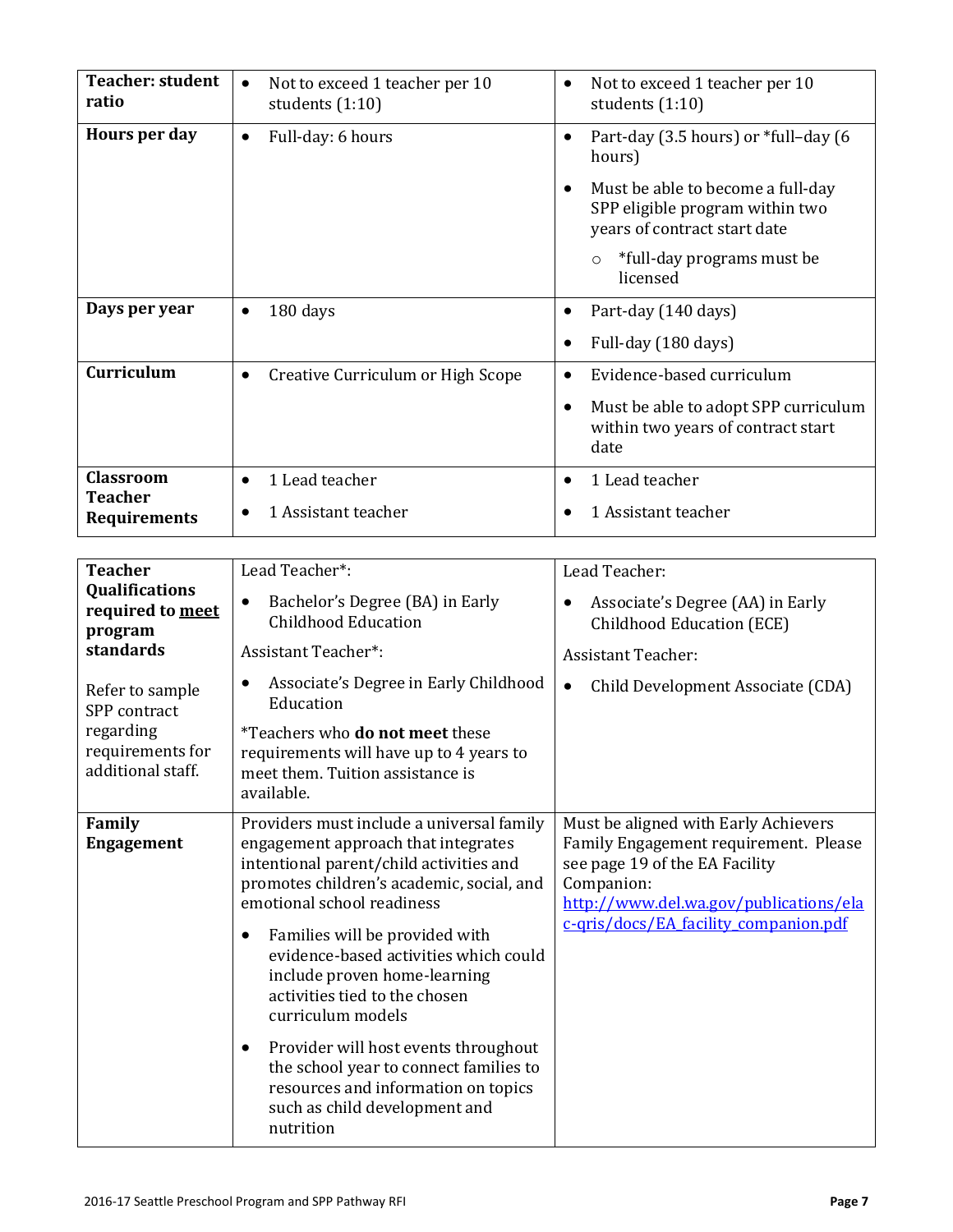| | | |
|---|---|---|
| **Teacher: student ratio** | • Not to exceed 1 teacher per 10 students (1:10) | • Not to exceed 1 teacher per 10 students (1:10) |
| **Hours per day** | • Full-day: 6 hours | • Part-day (3.5 hours) or *full–day (6 hours)<br>• Must be able to become a full-day SPP eligible program within two years of contract start date<br>&nbsp;&nbsp;&nbsp;&nbsp;○ *full-day programs must be licensed |
| **Days per year** | • 180 days | • Part-day (140 days)<br>• Full-day (180 days) |
| **Curriculum** | • Creative Curriculum or High Scope | • Evidence-based curriculum<br>• Must be able to adopt SPP curriculum within two years of contract start date |
| **Classroom Teacher Requirements** | • 1 Lead teacher<br>• 1 Assistant teacher | • 1 Lead teacher<br>• 1 Assistant teacher |
| **Teacher Qualifications required to <u>meet</u> program standards**<br><br>Refer to sample SPP contract regarding requirements for additional staff. | Lead Teacher*:<br>• Bachelor's Degree (BA) in Early Childhood Education<br>Assistant Teacher*:<br>• Associate's Degree in Early Childhood Education<br>*Teachers who **do not meet** these requirements will have up to 4 years to meet them. Tuition assistance is available. | Lead Teacher:<br>• Associate's Degree (AA) in Early Childhood Education (ECE)<br>Assistant Teacher:<br>• Child Development Associate (CDA) |
| **Family Engagement** | Providers must include a universal family engagement approach that integrates intentional parent/child activities and promotes children's academic, social, and emotional school readiness<br>• Families will be provided with evidence-based activities which could include proven home-learning activities tied to the chosen curriculum models<br>• Provider will host events throughout the school year to connect families to resources and information on topics such as child development and nutrition | Must be aligned with Early Achievers Family Engagement requirement. Please see page 19 of the EA Facility Companion: [http://www.del.wa.gov/publications/elac-qris/docs/EA_facility_companion.pdf](http://www.del.wa.gov/publications/elac-qris/docs/EA_facility_companion.pdf) |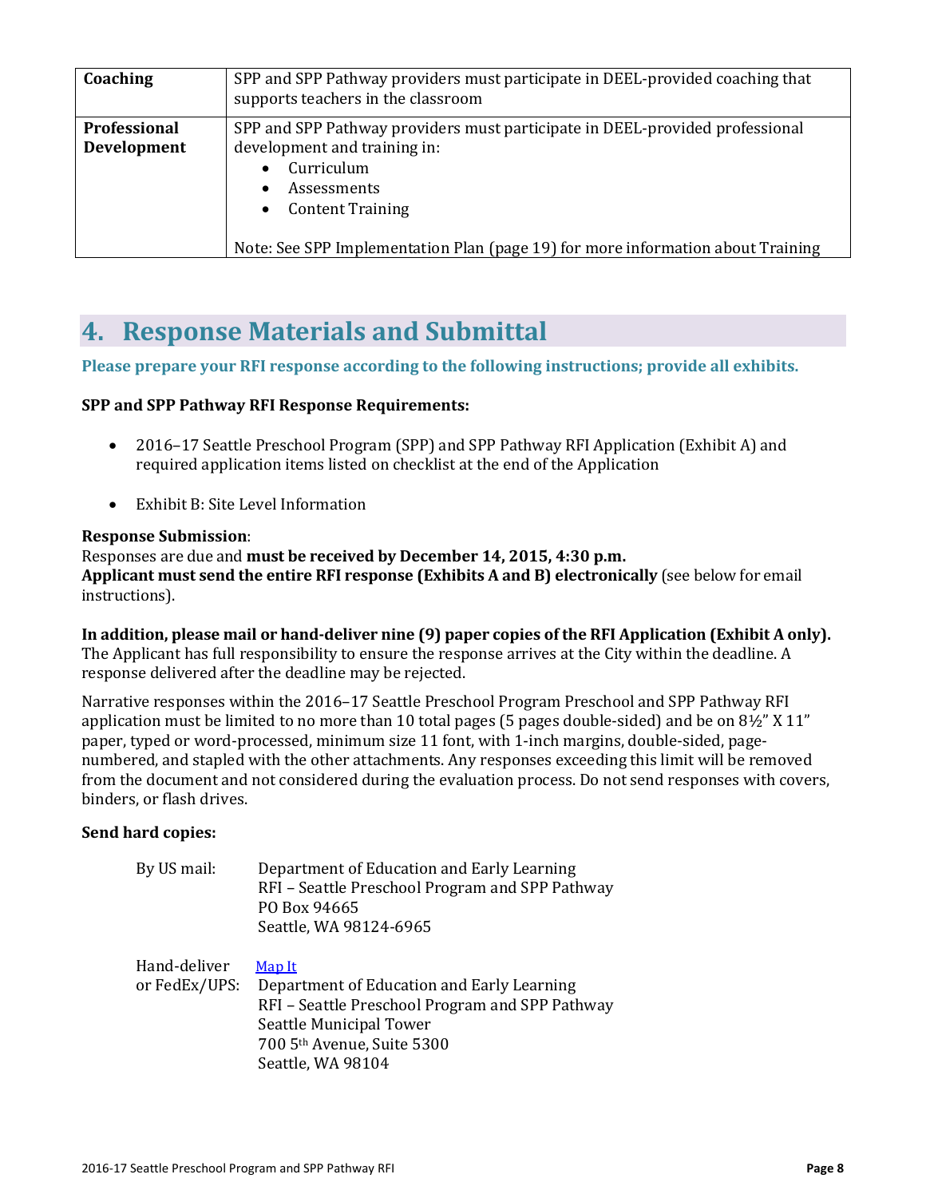| | |
|---|---|
| **Coaching** | SPP and SPP Pathway providers must participate in DEEL-provided coaching that supports teachers in the classroom |
| **Professional Development** | SPP and SPP Pathway providers must participate in DEEL-provided professional development and training in: <br>• Curriculum <br>• Assessments <br>• Content Training <br><br>Note: See SPP Implementation Plan (page 19) for more information about Training |

# 4. Response Materials and Submittal

**Please prepare your RFI response according to the following instructions; provide all exhibits.**

**SPP and SPP Pathway RFI Response Requirements:**

- 2016–17 Seattle Preschool Program (SPP) and SPP Pathway RFI Application (Exhibit A) and required application items listed on checklist at the end of the Application
- Exhibit B: Site Level Information

**Response Submission**:
Responses are due and **must be received by December 14, 2015, 4:30 p.m.**
**Applicant must send the entire RFI response (Exhibits A and B) electronically** (see below for email instructions).

**In addition, please mail or hand-deliver nine (9) paper copies of the RFI Application (Exhibit A only).** The Applicant has full responsibility to ensure the response arrives at the City within the deadline. A response delivered after the deadline may be rejected.

Narrative responses within the 2016–17 Seattle Preschool Program Preschool and SPP Pathway RFI application must be limited to no more than 10 total pages (5 pages double-sided) and be on 8½" X 11" paper, typed or word-processed, minimum size 11 font, with 1-inch margins, double-sided, page-numbered, and stapled with the other attachments. Any responses exceeding this limit will be removed from the document and not considered during the evaluation process. Do not send responses with covers, binders, or flash drives.

**Send hard copies:**

By US mail:
Department of Education and Early Learning
RFI – Seattle Preschool Program and SPP Pathway
PO Box 94665
Seattle, WA 98124-6965

Hand-deliver or FedEx/UPS: [Map It]
Department of Education and Early Learning
RFI – Seattle Preschool Program and SPP Pathway
Seattle Municipal Tower
700 5th Avenue, Suite 5300
Seattle, WA 98104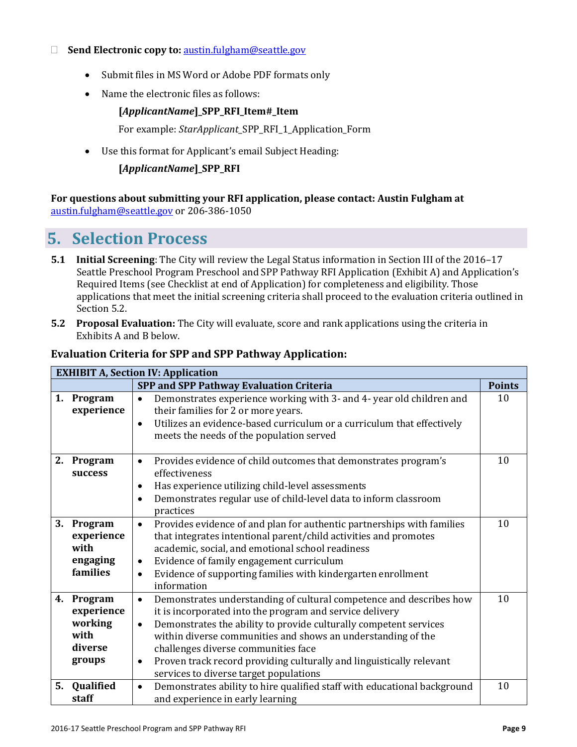☐ **Send Electronic copy to:** austin.fulgham@seattle.gov

- Submit files in MS Word or Adobe PDF formats only
- Name the electronic files as follows:

  **[*ApplicantName*]_SPP_RFI_Item#_Item**

  For example: *StarApplicant*_SPP_RFI_1_Application_Form

- Use this format for Applicant's email Subject Heading:

  **[*ApplicantName*]_SPP_RFI**

**For questions about submitting your RFI application, please contact: Austin Fulgham at** austin.fulgham@seattle.gov or 206-386-1050

## 5. Selection Process

**5.1 Initial Screening**: The City will review the Legal Status information in Section III of the 2016–17 Seattle Preschool Program Preschool and SPP Pathway RFI Application (Exhibit A) and Application's Required Items (see Checklist at end of Application) for completeness and eligibility. Those applications that meet the initial screening criteria shall proceed to the evaluation criteria outlined in Section 5.2.

**5.2 Proposal Evaluation:** The City will evaluate, score and rank applications using the criteria in Exhibits A and B below.

### Evaluation Criteria for SPP and SPP Pathway Application:

| **EXHIBIT A, Section IV: Application** | | |
|---|---|---|
| | **SPP and SPP Pathway Evaluation Criteria** | **Points** |
| **1. Program experience** | • Demonstrates experience working with 3- and 4- year old children and their families for 2 or more years.<br>• Utilizes an evidence-based curriculum or a curriculum that effectively meets the needs of the population served | 10 |
| **2. Program success** | • Provides evidence of child outcomes that demonstrates program's effectiveness<br>• Has experience utilizing child-level assessments<br>• Demonstrates regular use of child-level data to inform classroom practices | 10 |
| **3. Program experience with engaging families** | • Provides evidence of and plan for authentic partnerships with families that integrates intentional parent/child activities and promotes academic, social, and emotional school readiness<br>• Evidence of family engagement curriculum<br>• Evidence of supporting families with kindergarten enrollment information | 10 |
| **4. Program experience working with diverse groups** | • Demonstrates understanding of cultural competence and describes how it is incorporated into the program and service delivery<br>• Demonstrates the ability to provide culturally competent services within diverse communities and shows an understanding of the challenges diverse communities face<br>• Proven track record providing culturally and linguistically relevant services to diverse target populations | 10 |
| **5. Qualified staff** | • Demonstrates ability to hire qualified staff with educational background and experience in early learning | 10 |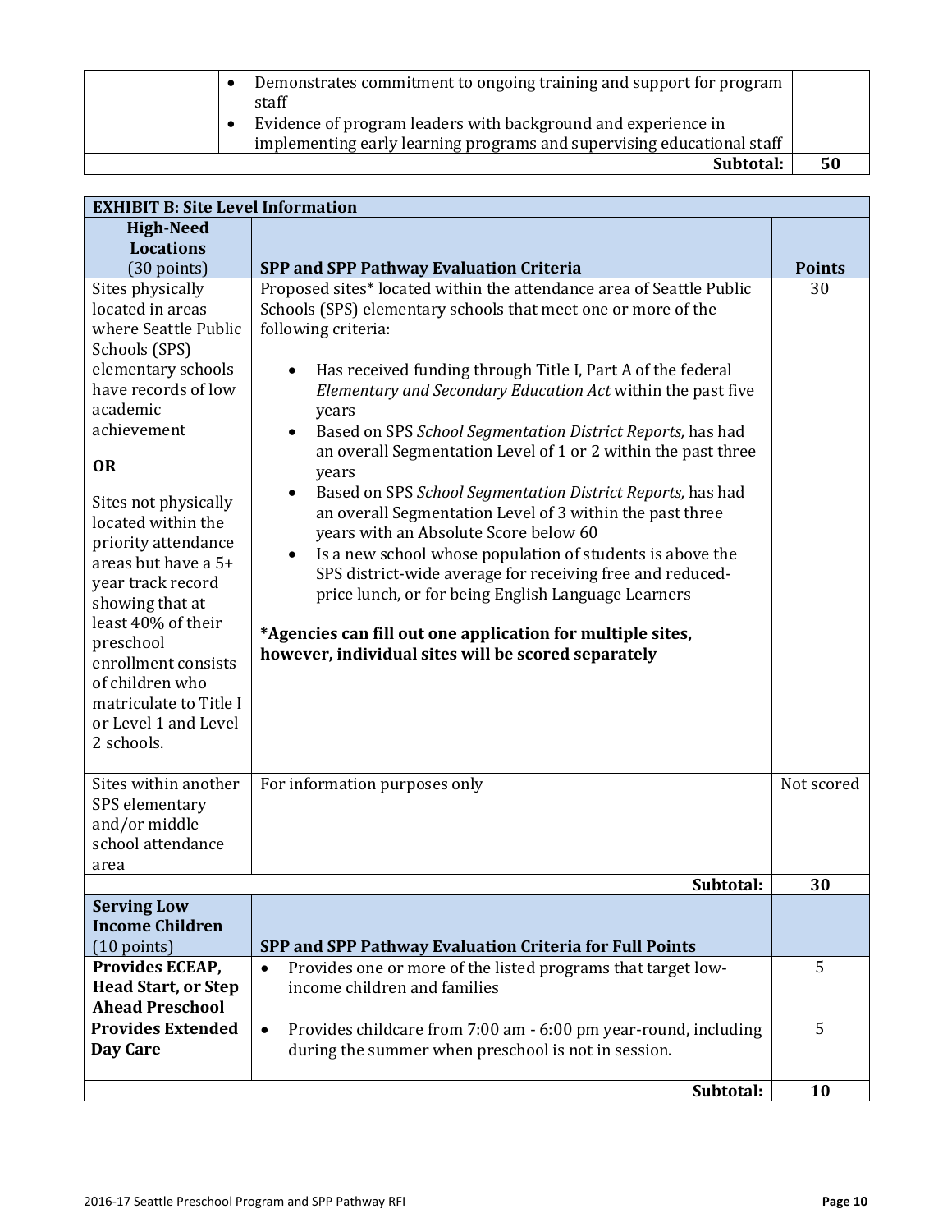| | | |
|---|---|---|
| | • Demonstrates commitment to ongoing training and support for program staff<br>• Evidence of program leaders with background and experience in implementing early learning programs and supervising educational staff | |
| | **Subtotal:** | **50** |

| **EXHIBIT B: Site Level Information** | | |
|---|---|---|
| **High-Need Locations** (30 points) | **SPP and SPP Pathway Evaluation Criteria** | **Points** |
| Sites physically located in areas where Seattle Public Schools (SPS) elementary schools have records of low academic achievement<br><br>**OR**<br><br>Sites not physically located within the priority attendance areas but have a 5+ year track record showing that at least 40% of their preschool enrollment consists of children who matriculate to Title I or Level 1 and Level 2 schools. | Proposed sites* located within the attendance area of Seattle Public Schools (SPS) elementary schools that meet one or more of the following criteria:<br><br>• Has received funding through Title I, Part A of the federal *Elementary and Secondary Education Act* within the past five years<br>• Based on SPS *School Segmentation District Reports,* has had an overall Segmentation Level of 1 or 2 within the past three years<br>• Based on SPS *School Segmentation District Reports,* has had an overall Segmentation Level of 3 within the past three years with an Absolute Score below 60<br>• Is a new school whose population of students is above the SPS district-wide average for receiving free and reduced-price lunch, or for being English Language Learners<br><br>**\*Agencies can fill out one application for multiple sites, however, individual sites will be scored separately** | 30 |
| Sites within another SPS elementary and/or middle school attendance area | For information purposes only | Not scored |
| | **Subtotal:** | **30** |
| **Serving Low Income Children** (10 points) | **SPP and SPP Pathway Evaluation Criteria for Full Points** | |
| **Provides ECEAP, Head Start, or Step Ahead Preschool** | • Provides one or more of the listed programs that target low-income children and families | 5 |
| **Provides Extended Day Care** | • Provides childcare from 7:00 am - 6:00 pm year-round, including during the summer when preschool is not in session. | 5 |
| | **Subtotal:** | **10** |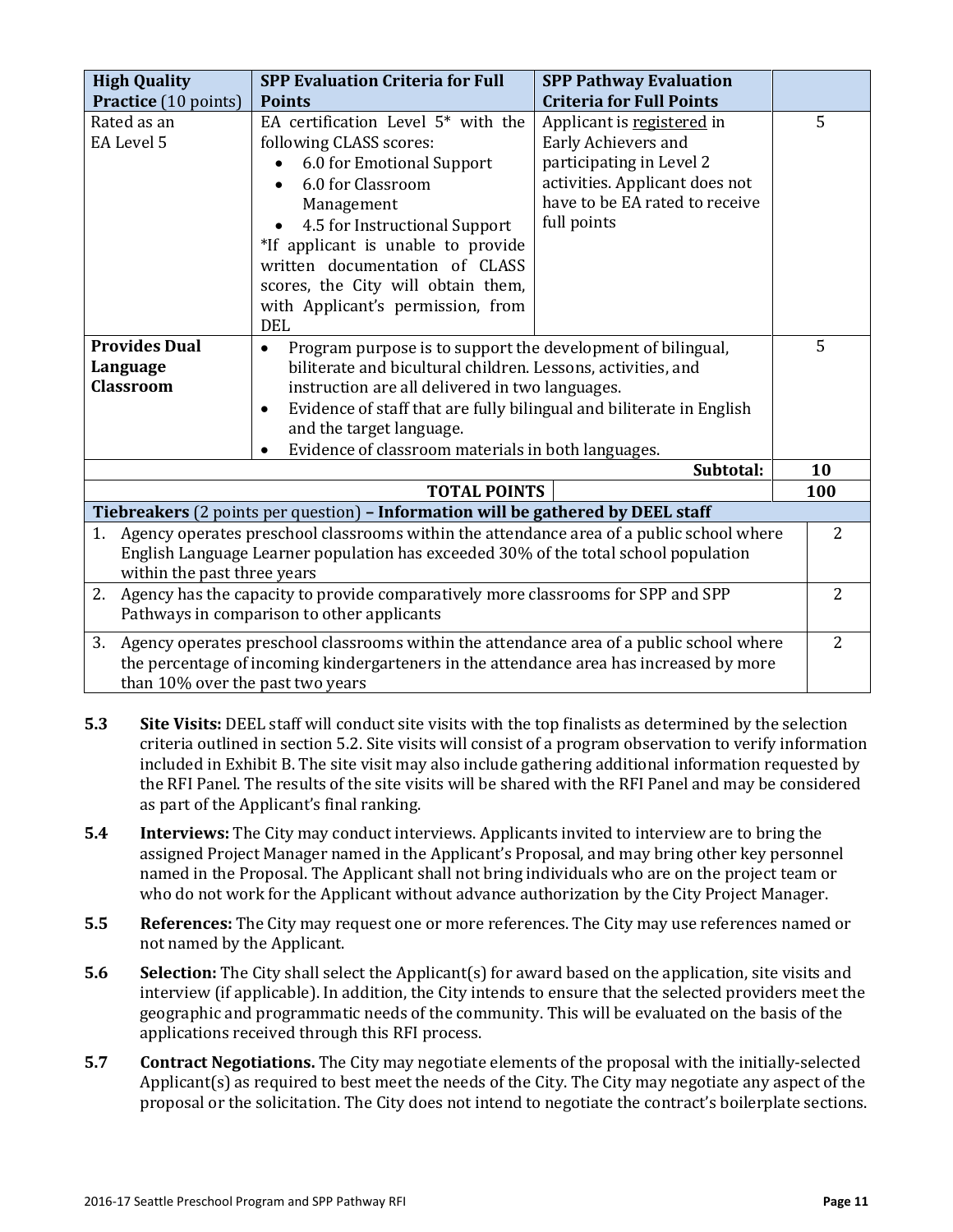| High Quality Practice (10 points) | SPP Evaluation Criteria for Full Points | SPP Pathway Evaluation Criteria for Full Points | |
|---|---|---|---|
| Rated as an EA Level 5 | EA certification Level 5* with the following CLASS scores:<br>• 6.0 for Emotional Support<br>• 6.0 for Classroom Management<br>• 4.5 for Instructional Support<br>*If applicant is unable to provide written documentation of CLASS scores, the City will obtain them, with Applicant's permission, from DEL | Applicant is registered in Early Achievers and participating in Level 2 activities. Applicant does not have to be EA rated to receive full points | 5 |
| **Provides Dual Language Classroom** | • Program purpose is to support the development of bilingual, biliterate and bicultural children. Lessons, activities, and instruction are all delivered in two languages.<br>• Evidence of staff that are fully bilingual and biliterate in English and the target language.<br>• Evidence of classroom materials in both languages. | | 5 |
| | | **Subtotal:** | **10** |
| | **TOTAL POINTS** | | **100** |

| **Tiebreakers** (2 points per question) – **Information will be gathered by DEEL staff** | |
|---|---|
| 1. Agency operates preschool classrooms within the attendance area of a public school where English Language Learner population has exceeded 30% of the total school population within the past three years | 2 |
| 2. Agency has the capacity to provide comparatively more classrooms for SPP and SPP Pathways in comparison to other applicants | 2 |
| 3. Agency operates preschool classrooms within the attendance area of a public school where the percentage of incoming kindergarteners in the attendance area has increased by more than 10% over the past two years | 2 |

**5.3 Site Visits:** DEEL staff will conduct site visits with the top finalists as determined by the selection criteria outlined in section 5.2. Site visits will consist of a program observation to verify information included in Exhibit B. The site visit may also include gathering additional information requested by the RFI Panel. The results of the site visits will be shared with the RFI Panel and may be considered as part of the Applicant's final ranking.

**5.4 Interviews:** The City may conduct interviews. Applicants invited to interview are to bring the assigned Project Manager named in the Applicant's Proposal, and may bring other key personnel named in the Proposal. The Applicant shall not bring individuals who are on the project team or who do not work for the Applicant without advance authorization by the City Project Manager.

**5.5 References:** The City may request one or more references. The City may use references named or not named by the Applicant.

**5.6 Selection:** The City shall select the Applicant(s) for award based on the application, site visits and interview (if applicable). In addition, the City intends to ensure that the selected providers meet the geographic and programmatic needs of the community. This will be evaluated on the basis of the applications received through this RFI process.

**5.7 Contract Negotiations.** The City may negotiate elements of the proposal with the initially-selected Applicant(s) as required to best meet the needs of the City. The City may negotiate any aspect of the proposal or the solicitation. The City does not intend to negotiate the contract's boilerplate sections.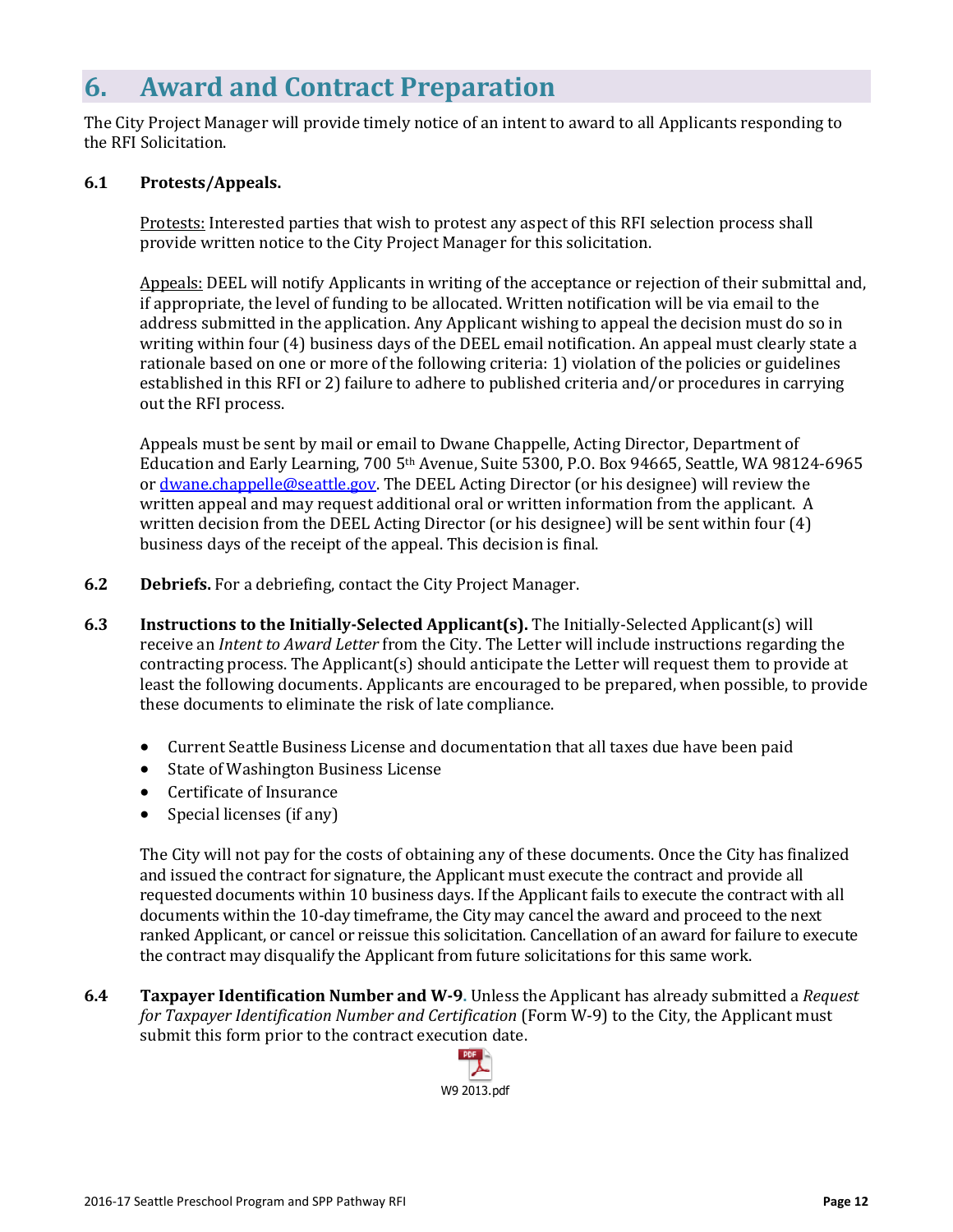# 6. Award and Contract Preparation

The City Project Manager will provide timely notice of an intent to award to all Applicants responding to the RFI Solicitation.

**6.1 Protests/Appeals.**

Protests: Interested parties that wish to protest any aspect of this RFI selection process shall provide written notice to the City Project Manager for this solicitation.

Appeals: DEEL will notify Applicants in writing of the acceptance or rejection of their submittal and, if appropriate, the level of funding to be allocated. Written notification will be via email to the address submitted in the application. Any Applicant wishing to appeal the decision must do so in writing within four (4) business days of the DEEL email notification. An appeal must clearly state a rationale based on one or more of the following criteria: 1) violation of the policies or guidelines established in this RFI or 2) failure to adhere to published criteria and/or procedures in carrying out the RFI process.

Appeals must be sent by mail or email to Dwane Chappelle, Acting Director, Department of Education and Early Learning, 700 5th Avenue, Suite 5300, P.O. Box 94665, Seattle, WA 98124-6965 or dwane.chappelle@seattle.gov. The DEEL Acting Director (or his designee) will review the written appeal and may request additional oral or written information from the applicant. A written decision from the DEEL Acting Director (or his designee) will be sent within four (4) business days of the receipt of the appeal. This decision is final.

**6.2 Debriefs.** For a debriefing, contact the City Project Manager.

**6.3 Instructions to the Initially-Selected Applicant(s).** The Initially-Selected Applicant(s) will receive an *Intent to Award Letter* from the City. The Letter will include instructions regarding the contracting process. The Applicant(s) should anticipate the Letter will request them to provide at least the following documents. Applicants are encouraged to be prepared, when possible, to provide these documents to eliminate the risk of late compliance.

- Current Seattle Business License and documentation that all taxes due have been paid
- State of Washington Business License
- Certificate of Insurance
- Special licenses (if any)

The City will not pay for the costs of obtaining any of these documents. Once the City has finalized and issued the contract for signature, the Applicant must execute the contract and provide all requested documents within 10 business days. If the Applicant fails to execute the contract with all documents within the 10-day timeframe, the City may cancel the award and proceed to the next ranked Applicant, or cancel or reissue this solicitation. Cancellation of an award for failure to execute the contract may disqualify the Applicant from future solicitations for this same work.

**6.4 Taxpayer Identification Number and W-9.** Unless the Applicant has already submitted a *Request for Taxpayer Identification Number and Certification* (Form W-9) to the City, the Applicant must submit this form prior to the contract execution date.

W9 2013.pdf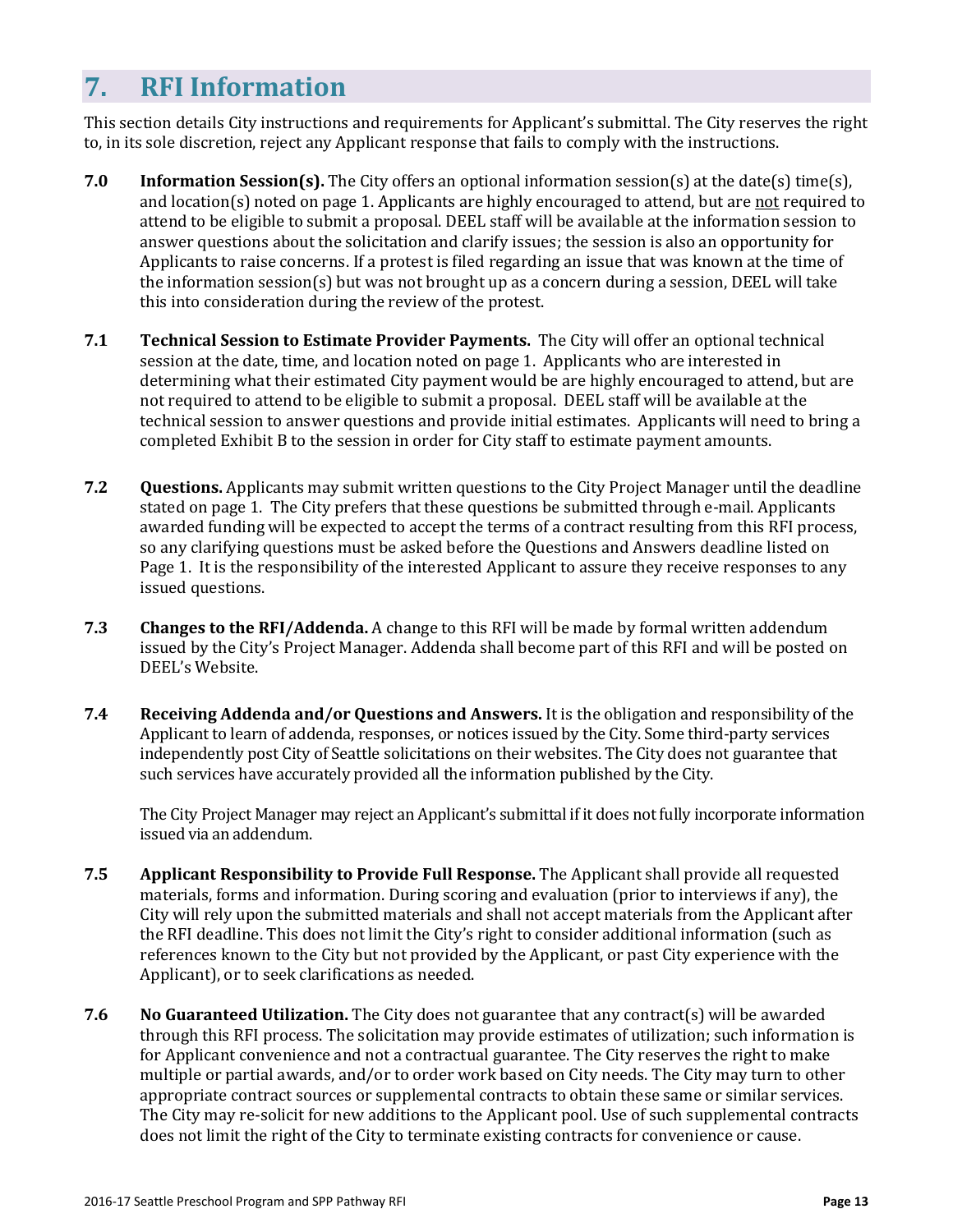# 7. RFI Information

This section details City instructions and requirements for Applicant's submittal. The City reserves the right to, in its sole discretion, reject any Applicant response that fails to comply with the instructions.

**7.0 Information Session(s).** The City offers an optional information session(s) at the date(s) time(s), and location(s) noted on page 1. Applicants are highly encouraged to attend, but are not required to attend to be eligible to submit a proposal. DEEL staff will be available at the information session to answer questions about the solicitation and clarify issues; the session is also an opportunity for Applicants to raise concerns. If a protest is filed regarding an issue that was known at the time of the information session(s) but was not brought up as a concern during a session, DEEL will take this into consideration during the review of the protest.

**7.1 Technical Session to Estimate Provider Payments.** The City will offer an optional technical session at the date, time, and location noted on page 1. Applicants who are interested in determining what their estimated City payment would be are highly encouraged to attend, but are not required to attend to be eligible to submit a proposal. DEEL staff will be available at the technical session to answer questions and provide initial estimates. Applicants will need to bring a completed Exhibit B to the session in order for City staff to estimate payment amounts.

**7.2 Questions.** Applicants may submit written questions to the City Project Manager until the deadline stated on page 1. The City prefers that these questions be submitted through e-mail. Applicants awarded funding will be expected to accept the terms of a contract resulting from this RFI process, so any clarifying questions must be asked before the Questions and Answers deadline listed on Page 1. It is the responsibility of the interested Applicant to assure they receive responses to any issued questions.

**7.3 Changes to the RFI/Addenda.** A change to this RFI will be made by formal written addendum issued by the City's Project Manager. Addenda shall become part of this RFI and will be posted on DEEL's Website.

**7.4 Receiving Addenda and/or Questions and Answers.** It is the obligation and responsibility of the Applicant to learn of addenda, responses, or notices issued by the City. Some third-party services independently post City of Seattle solicitations on their websites. The City does not guarantee that such services have accurately provided all the information published by the City.

The City Project Manager may reject an Applicant's submittal if it does not fully incorporate information issued via an addendum.

**7.5 Applicant Responsibility to Provide Full Response.** The Applicant shall provide all requested materials, forms and information. During scoring and evaluation (prior to interviews if any), the City will rely upon the submitted materials and shall not accept materials from the Applicant after the RFI deadline. This does not limit the City's right to consider additional information (such as references known to the City but not provided by the Applicant, or past City experience with the Applicant), or to seek clarifications as needed.

**7.6 No Guaranteed Utilization.** The City does not guarantee that any contract(s) will be awarded through this RFI process. The solicitation may provide estimates of utilization; such information is for Applicant convenience and not a contractual guarantee. The City reserves the right to make multiple or partial awards, and/or to order work based on City needs. The City may turn to other appropriate contract sources or supplemental contracts to obtain these same or similar services. The City may re-solicit for new additions to the Applicant pool. Use of such supplemental contracts does not limit the right of the City to terminate existing contracts for convenience or cause.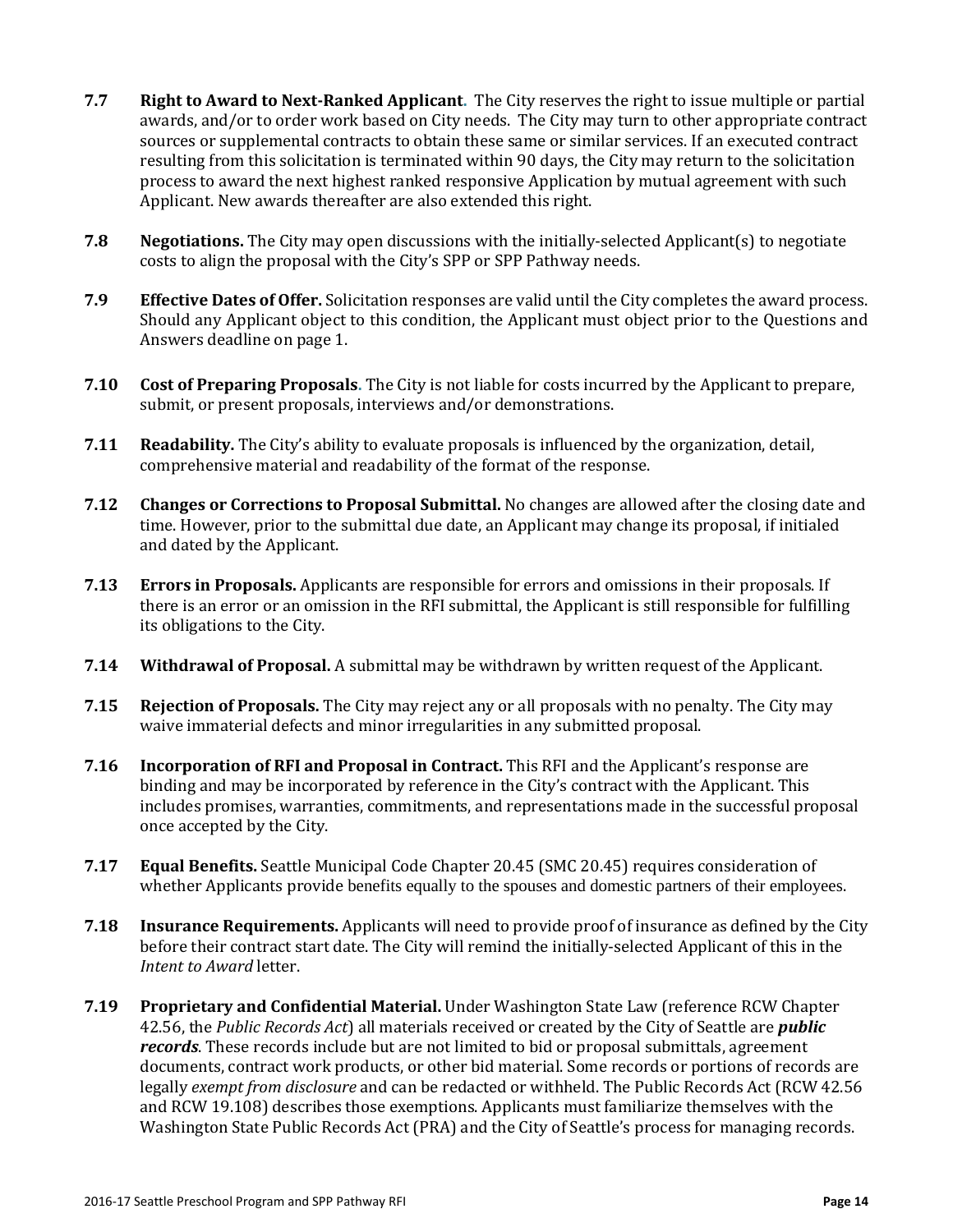**7.7 Right to Award to Next-Ranked Applicant.** The City reserves the right to issue multiple or partial awards, and/or to order work based on City needs. The City may turn to other appropriate contract sources or supplemental contracts to obtain these same or similar services. If an executed contract resulting from this solicitation is terminated within 90 days, the City may return to the solicitation process to award the next highest ranked responsive Application by mutual agreement with such Applicant. New awards thereafter are also extended this right.

**7.8 Negotiations.** The City may open discussions with the initially-selected Applicant(s) to negotiate costs to align the proposal with the City's SPP or SPP Pathway needs.

**7.9 Effective Dates of Offer.** Solicitation responses are valid until the City completes the award process. Should any Applicant object to this condition, the Applicant must object prior to the Questions and Answers deadline on page 1.

**7.10 Cost of Preparing Proposals.** The City is not liable for costs incurred by the Applicant to prepare, submit, or present proposals, interviews and/or demonstrations.

**7.11 Readability.** The City's ability to evaluate proposals is influenced by the organization, detail, comprehensive material and readability of the format of the response.

**7.12 Changes or Corrections to Proposal Submittal.** No changes are allowed after the closing date and time. However, prior to the submittal due date, an Applicant may change its proposal, if initialed and dated by the Applicant.

**7.13 Errors in Proposals.** Applicants are responsible for errors and omissions in their proposals. If there is an error or an omission in the RFI submittal, the Applicant is still responsible for fulfilling its obligations to the City.

**7.14 Withdrawal of Proposal.** A submittal may be withdrawn by written request of the Applicant.

**7.15 Rejection of Proposals.** The City may reject any or all proposals with no penalty. The City may waive immaterial defects and minor irregularities in any submitted proposal.

**7.16 Incorporation of RFI and Proposal in Contract.** This RFI and the Applicant's response are binding and may be incorporated by reference in the City's contract with the Applicant. This includes promises, warranties, commitments, and representations made in the successful proposal once accepted by the City.

**7.17 Equal Benefits.** Seattle Municipal Code Chapter 20.45 (SMC 20.45) requires consideration of whether Applicants provide benefits equally to the spouses and domestic partners of their employees.

**7.18 Insurance Requirements.** Applicants will need to provide proof of insurance as defined by the City before their contract start date. The City will remind the initially-selected Applicant of this in the *Intent to Award* letter.

**7.19 Proprietary and Confidential Material.** Under Washington State Law (reference RCW Chapter 42.56, the *Public Records Act*) all materials received or created by the City of Seattle are ***public records***. These records include but are not limited to bid or proposal submittals, agreement documents, contract work products, or other bid material. Some records or portions of records are legally *exempt from disclosure* and can be redacted or withheld. The Public Records Act (RCW 42.56 and RCW 19.108) describes those exemptions. Applicants must familiarize themselves with the Washington State Public Records Act (PRA) and the City of Seattle's process for managing records.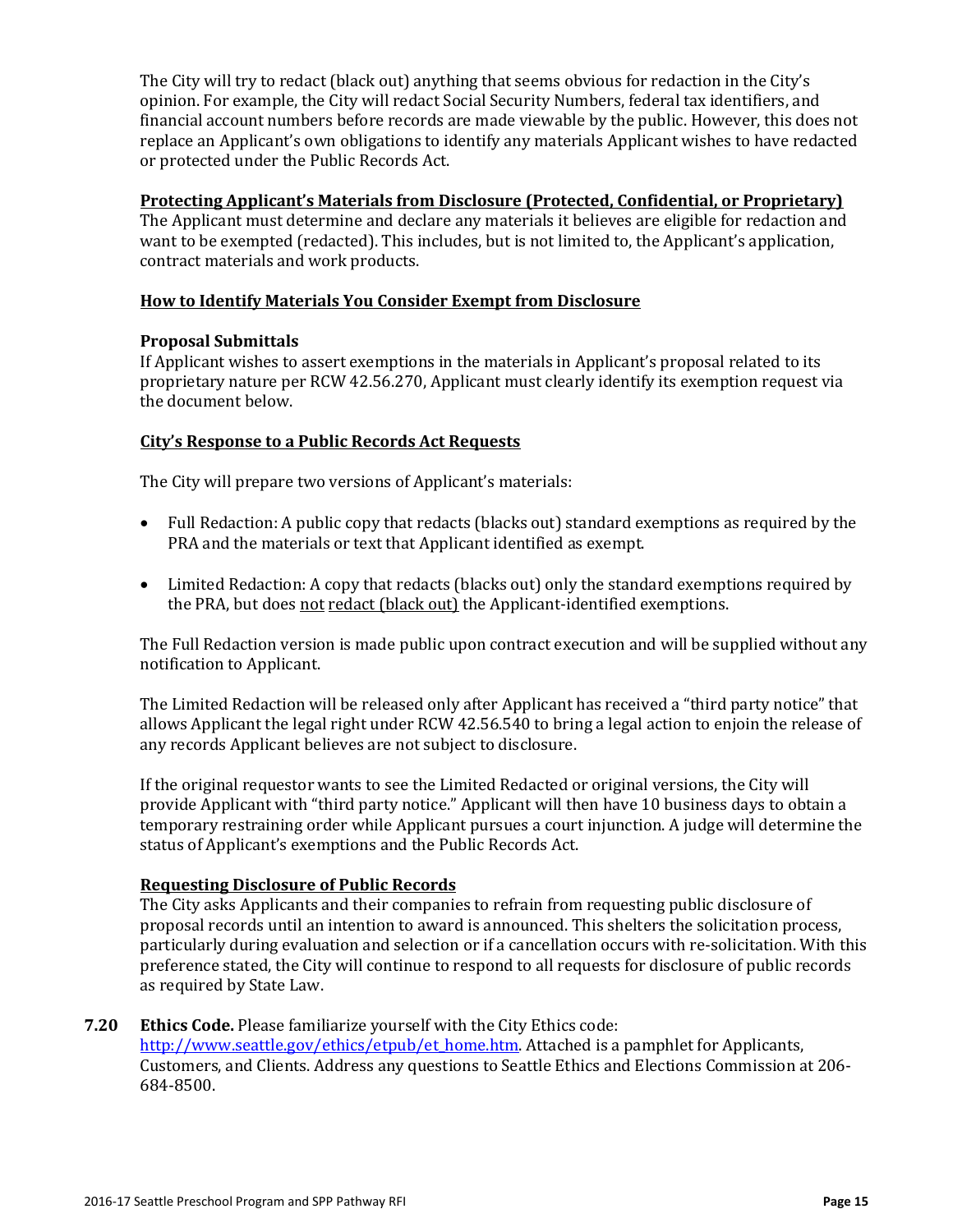The City will try to redact (black out) anything that seems obvious for redaction in the City's opinion. For example, the City will redact Social Security Numbers, federal tax identifiers, and financial account numbers before records are made viewable by the public. However, this does not replace an Applicant's own obligations to identify any materials Applicant wishes to have redacted or protected under the Public Records Act.

**<u>Protecting Applicant's Materials from Disclosure (Protected, Confidential, or Proprietary)</u>**
The Applicant must determine and declare any materials it believes are eligible for redaction and want to be exempted (redacted). This includes, but is not limited to, the Applicant's application, contract materials and work products.

**<u>How to Identify Materials You Consider Exempt from Disclosure</u>**

**Proposal Submittals**
If Applicant wishes to assert exemptions in the materials in Applicant's proposal related to its proprietary nature per RCW 42.56.270, Applicant must clearly identify its exemption request via the document below.

**<u>City's Response to a Public Records Act Requests</u>**

The City will prepare two versions of Applicant's materials:

- Full Redaction: A public copy that redacts (blacks out) standard exemptions as required by the PRA and the materials or text that Applicant identified as exempt.
- Limited Redaction: A copy that redacts (blacks out) only the standard exemptions required by the PRA, but does <u>not</u> <u>redact (black out)</u> the Applicant-identified exemptions.

The Full Redaction version is made public upon contract execution and will be supplied without any notification to Applicant.

The Limited Redaction will be released only after Applicant has received a "third party notice" that allows Applicant the legal right under RCW 42.56.540 to bring a legal action to enjoin the release of any records Applicant believes are not subject to disclosure.

If the original requestor wants to see the Limited Redacted or original versions, the City will provide Applicant with "third party notice." Applicant will then have 10 business days to obtain a temporary restraining order while Applicant pursues a court injunction. A judge will determine the status of Applicant's exemptions and the Public Records Act.

**<u>Requesting Disclosure of Public Records</u>**
The City asks Applicants and their companies to refrain from requesting public disclosure of proposal records until an intention to award is announced. This shelters the solicitation process, particularly during evaluation and selection or if a cancellation occurs with re-solicitation. With this preference stated, the City will continue to respond to all requests for disclosure of public records as required by State Law.

**7.20 Ethics Code.** Please familiarize yourself with the City Ethics code: http://www.seattle.gov/ethics/etpub/et_home.htm. Attached is a pamphlet for Applicants, Customers, and Clients. Address any questions to Seattle Ethics and Elections Commission at 206-684-8500.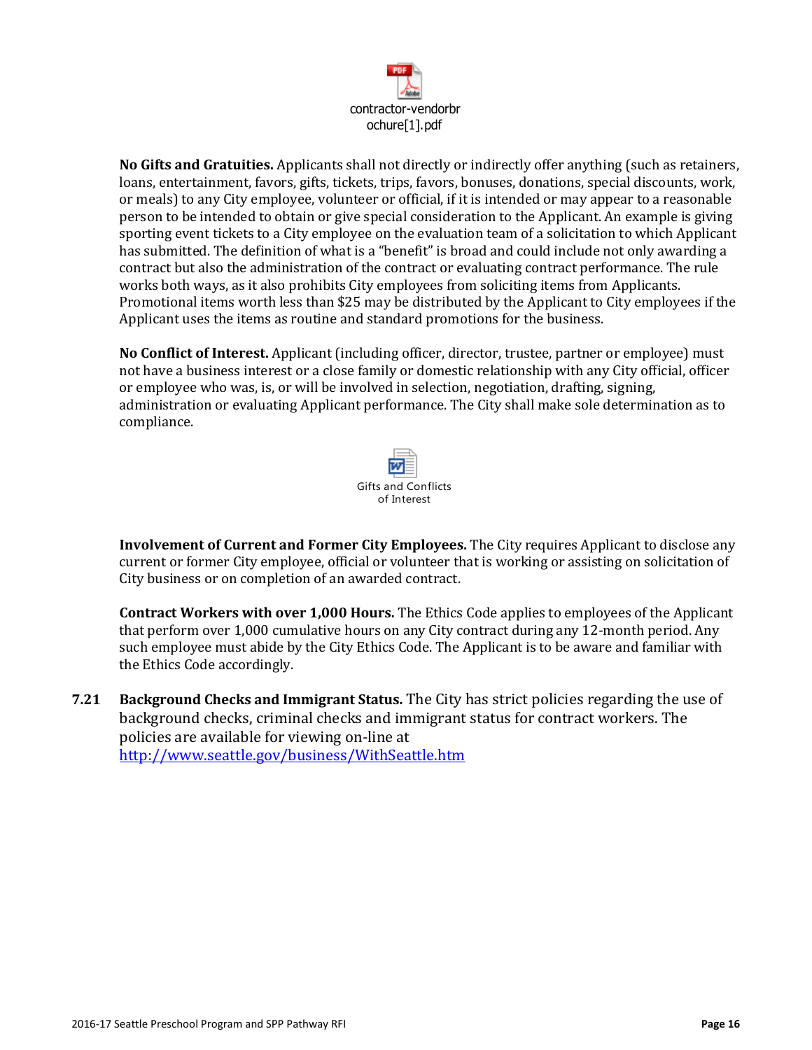contractor-vendorbrochure[1].pdf

**No Gifts and Gratuities.** Applicants shall not directly or indirectly offer anything (such as retainers, loans, entertainment, favors, gifts, tickets, trips, favors, bonuses, donations, special discounts, work, or meals) to any City employee, volunteer or official, if it is intended or may appear to a reasonable person to be intended to obtain or give special consideration to the Applicant. An example is giving sporting event tickets to a City employee on the evaluation team of a solicitation to which Applicant has submitted. The definition of what is a "benefit" is broad and could include not only awarding a contract but also the administration of the contract or evaluating contract performance. The rule works both ways, as it also prohibits City employees from soliciting items from Applicants. Promotional items worth less than $25 may be distributed by the Applicant to City employees if the Applicant uses the items as routine and standard promotions for the business.

**No Conflict of Interest.** Applicant (including officer, director, trustee, partner or employee) must not have a business interest or a close family or domestic relationship with any City official, officer or employee who was, is, or will be involved in selection, negotiation, drafting, signing, administration or evaluating Applicant performance. The City shall make sole determination as to compliance.

Gifts and Conflicts of Interest

**Involvement of Current and Former City Employees.** The City requires Applicant to disclose any current or former City employee, official or volunteer that is working or assisting on solicitation of City business or on completion of an awarded contract.

**Contract Workers with over 1,000 Hours.** The Ethics Code applies to employees of the Applicant that perform over 1,000 cumulative hours on any City contract during any 12-month period. Any such employee must abide by the City Ethics Code. The Applicant is to be aware and familiar with the Ethics Code accordingly.

**7.21 Background Checks and Immigrant Status.** The City has strict policies regarding the use of background checks, criminal checks and immigrant status for contract workers. The policies are available for viewing on-line at http://www.seattle.gov/business/WithSeattle.htm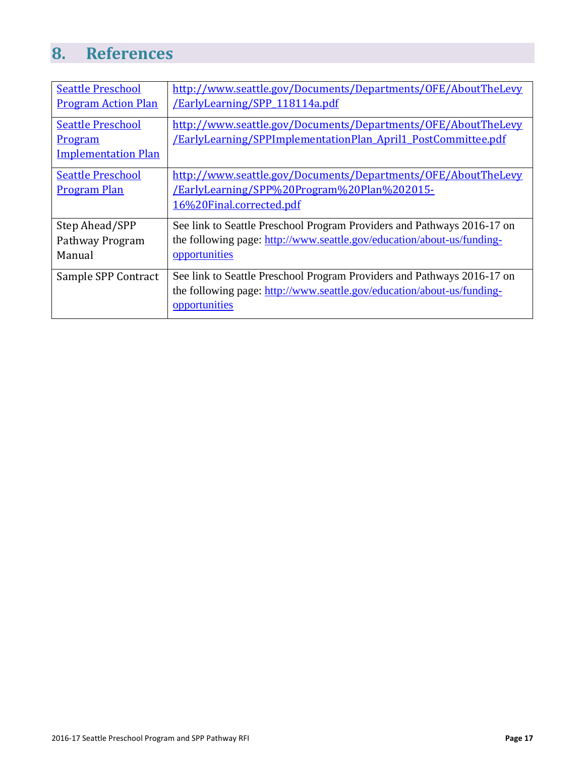# 8. References

| | |
|---|---|
| [Seattle Preschool Program Action Plan](http://www.seattle.gov/Documents/Departments/OFE/AboutTheLevy/EarlyLearning/SPP_118114a.pdf) | http://www.seattle.gov/Documents/Departments/OFE/AboutTheLevy/EarlyLearning/SPP_118114a.pdf |
| [Seattle Preschool Program Implementation Plan](http://www.seattle.gov/Documents/Departments/OFE/AboutTheLevy/EarlyLearning/SPPImplementationPlan_April1_PostCommittee.pdf) | http://www.seattle.gov/Documents/Departments/OFE/AboutTheLevy/EarlyLearning/SPPImplementationPlan_April1_PostCommittee.pdf |
| [Seattle Preschool Program Plan](http://www.seattle.gov/Documents/Departments/OFE/AboutTheLevy/EarlyLearning/SPP%20Program%20Plan%202015-16%20Final.corrected.pdf) | http://www.seattle.gov/Documents/Departments/OFE/AboutTheLevy/EarlyLearning/SPP%20Program%20Plan%202015-16%20Final.corrected.pdf |
| Step Ahead/SPP Pathway Program Manual | See link to Seattle Preschool Program Providers and Pathways 2016-17 on the following page: http://www.seattle.gov/education/about-us/funding-opportunities |
| Sample SPP Contract | See link to Seattle Preschool Program Providers and Pathways 2016-17 on the following page: http://www.seattle.gov/education/about-us/funding-opportunities |